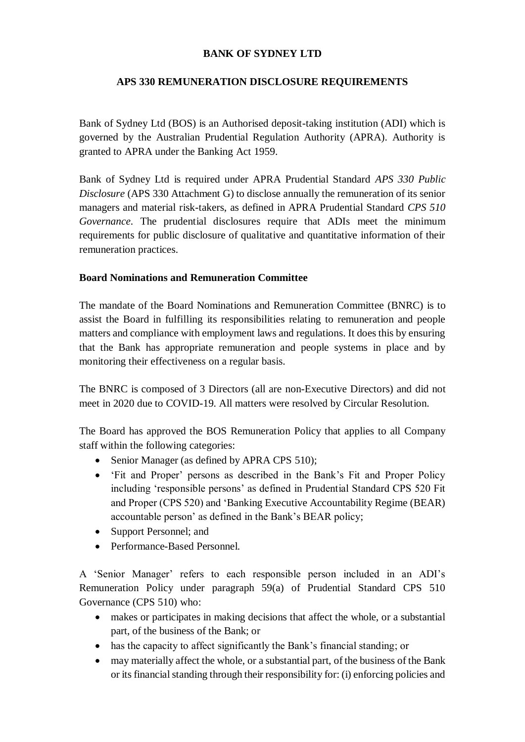# BANK OF SYDNEY LTD

## APS 330 REMUNERATION DISCLOSURE REQUIREMENTS

Bank of Sydney Ltd (BOS) is an Authorised deposit-taking institution (ADI) which is governed by the Australian Prudential Regulation Authority (APRA). Authority is granted to APRA under the Banking Act 1959.

Bank of Sydney Ltd is required under APRA Prudential Standard *APS 330 Public Disclosure* (APS 330 Attachment G) to disclose annually the remuneration of its senior managers and material risk-takers, as defined in APRA Prudential Standard *CPS 510 Governance*. The prudential disclosures require that ADIs meet the minimum requirements for public disclosure of qualitative and quantitative information of their remuneration practices.

### Board Nominations and Remuneration Committee

The mandate of the Board Nominations and Remuneration Committee (BNRC) is to assist the Board in fulfilling its responsibilities relating to remuneration and people matters and compliance with employment laws and regulations. It does this by ensuring that the Bank has appropriate remuneration and people systems in place and by monitoring their effectiveness on a regular basis.

The BNRC is composed of 3 Directors (all are non-Executive Directors) and did not meet in 2020 due to COVID-19. All matters were resolved by Circular Resolution.

The Board has approved the BOS Remuneration Policy that applies to all Company staff within the following categories:

- Senior Manager (as defined by APRA CPS 510);
- 'Fit and Proper' persons as described in the Bank's Fit and Proper Policy including 'responsible persons' as defined in Prudential Standard CPS 520 Fit and Proper (CPS 520) and 'Banking Executive Accountability Regime (BEAR) accountable person' as defined in the Bank's BEAR policy;
- Support Personnel; and
- Performance-Based Personnel.

A 'Senior Manager' refers to each responsible person included in an ADI's Remuneration Policy under paragraph 59(a) of Prudential Standard CPS 510 Governance (CPS 510) who:

- makes or participates in making decisions that affect the whole, or a substantial part, of the business of the Bank; or
- has the capacity to affect significantly the Bank's financial standing; or
- may materially affect the whole, or a substantial part, of the business of the Bank or its financial standing through their responsibility for: (i) enforcing policies and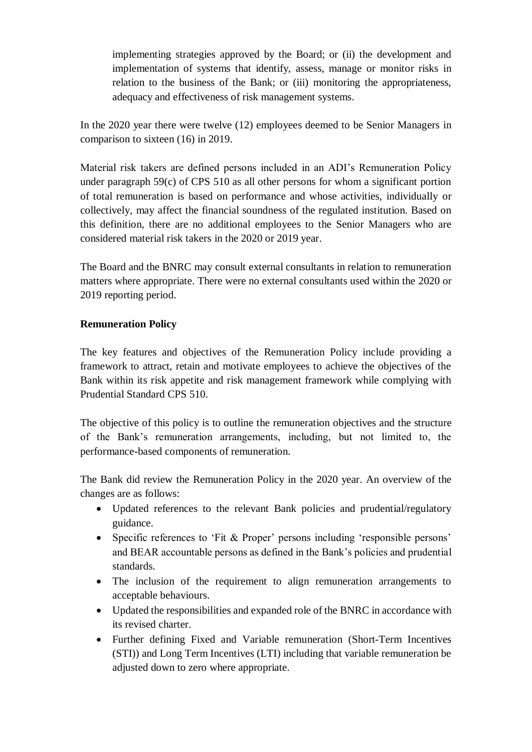implementing strategies approved by the Board; or (ii) the development and implementation of systems that identify, assess, manage or monitor risks in relation to the business of the Bank; or (iii) monitoring the appropriateness, adequacy and effectiveness of risk management systems.

In the 2020 year there were twelve (12) employees deemed to be Senior Managers in comparison to sixteen (16) in 2019.

Material risk takers are defined persons included in an ADI's Remuneration Policy under paragraph 59(c) of CPS 510 as all other persons for whom a significant portion of total remuneration is based on performance and whose activities, individually or collectively, may affect the financial soundness of the regulated institution. Based on this definition, there are no additional employees to the Senior Managers who are considered material risk takers in the 2020 or 2019 year.

The Board and the BNRC may consult external consultants in relation to remuneration matters where appropriate. There were no external consultants used within the 2020 or 2019 reporting period.

**Remuneration Policy**

The key features and objectives of the Remuneration Policy include providing a framework to attract, retain and motivate employees to achieve the objectives of the Bank within its risk appetite and risk management framework while complying with Prudential Standard CPS 510.

The objective of this policy is to outline the remuneration objectives and the structure of the Bank's remuneration arrangements, including, but not limited to, the performance-based components of remuneration.

The Bank did review the Remuneration Policy in the 2020 year. An overview of the changes are as follows:

- Updated references to the relevant Bank policies and prudential/regulatory guidance.
- Specific references to 'Fit & Proper' persons including 'responsible persons' and BEAR accountable persons as defined in the Bank's policies and prudential standards.
- The inclusion of the requirement to align remuneration arrangements to acceptable behaviours.
- Updated the responsibilities and expanded role of the BNRC in accordance with its revised charter.
- Further defining Fixed and Variable remuneration (Short-Term Incentives (STI)) and Long Term Incentives (LTI) including that variable remuneration be adjusted down to zero where appropriate.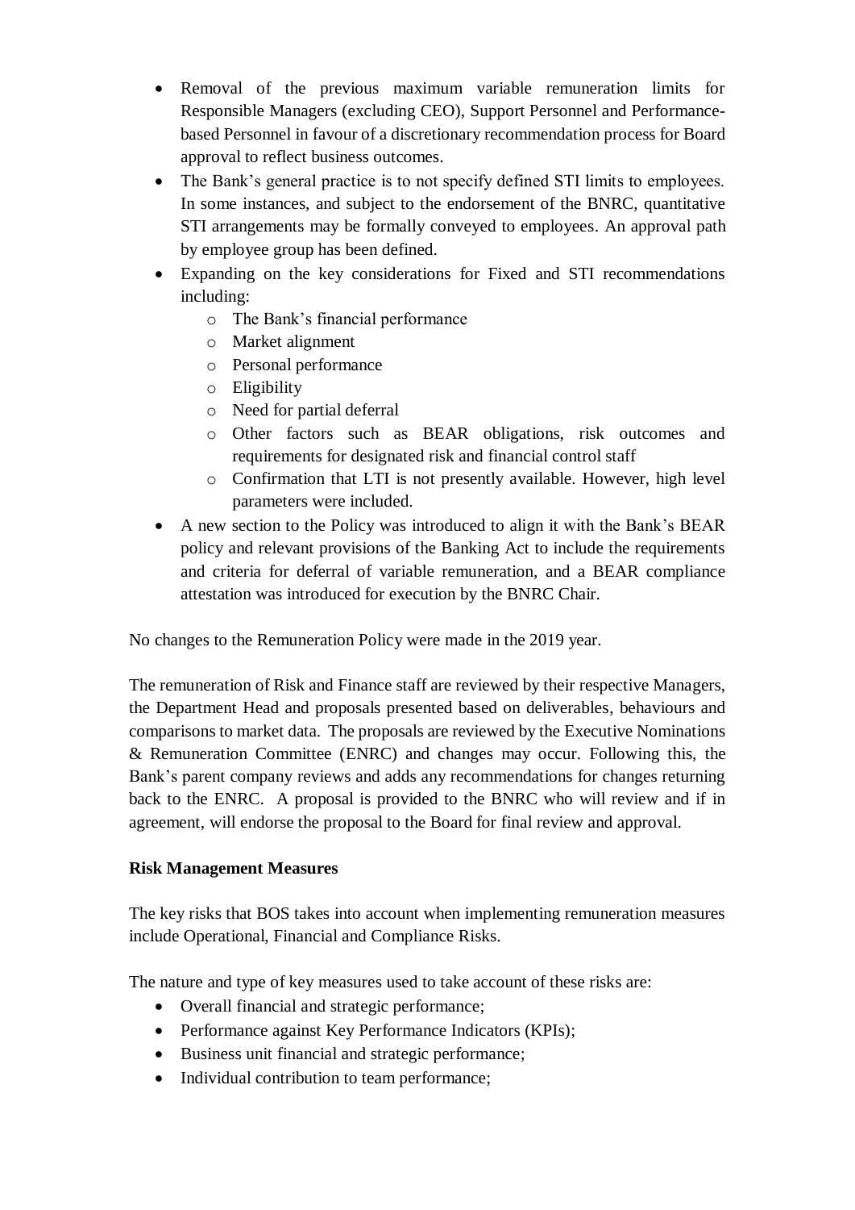- Removal of the previous maximum variable remuneration limits for Responsible Managers (excluding CEO), Support Personnel and Performance-based Personnel in favour of a discretionary recommendation process for Board approval to reflect business outcomes.
- The Bank's general practice is to not specify defined STI limits to employees. In some instances, and subject to the endorsement of the BNRC, quantitative STI arrangements may be formally conveyed to employees. An approval path by employee group has been defined.
- Expanding on the key considerations for Fixed and STI recommendations including:
  - The Bank's financial performance
  - Market alignment
  - Personal performance
  - Eligibility
  - Need for partial deferral
  - Other factors such as BEAR obligations, risk outcomes and requirements for designated risk and financial control staff
  - Confirmation that LTI is not presently available. However, high level parameters were included.
- A new section to the Policy was introduced to align it with the Bank's BEAR policy and relevant provisions of the Banking Act to include the requirements and criteria for deferral of variable remuneration, and a BEAR compliance attestation was introduced for execution by the BNRC Chair.

No changes to the Remuneration Policy were made in the 2019 year.

The remuneration of Risk and Finance staff are reviewed by their respective Managers, the Department Head and proposals presented based on deliverables, behaviours and comparisons to market data. The proposals are reviewed by the Executive Nominations & Remuneration Committee (ENRC) and changes may occur. Following this, the Bank's parent company reviews and adds any recommendations for changes returning back to the ENRC. A proposal is provided to the BNRC who will review and if in agreement, will endorse the proposal to the Board for final review and approval.

**Risk Management Measures**

The key risks that BOS takes into account when implementing remuneration measures include Operational, Financial and Compliance Risks.

The nature and type of key measures used to take account of these risks are:

- Overall financial and strategic performance;
- Performance against Key Performance Indicators (KPIs);
- Business unit financial and strategic performance;
- Individual contribution to team performance;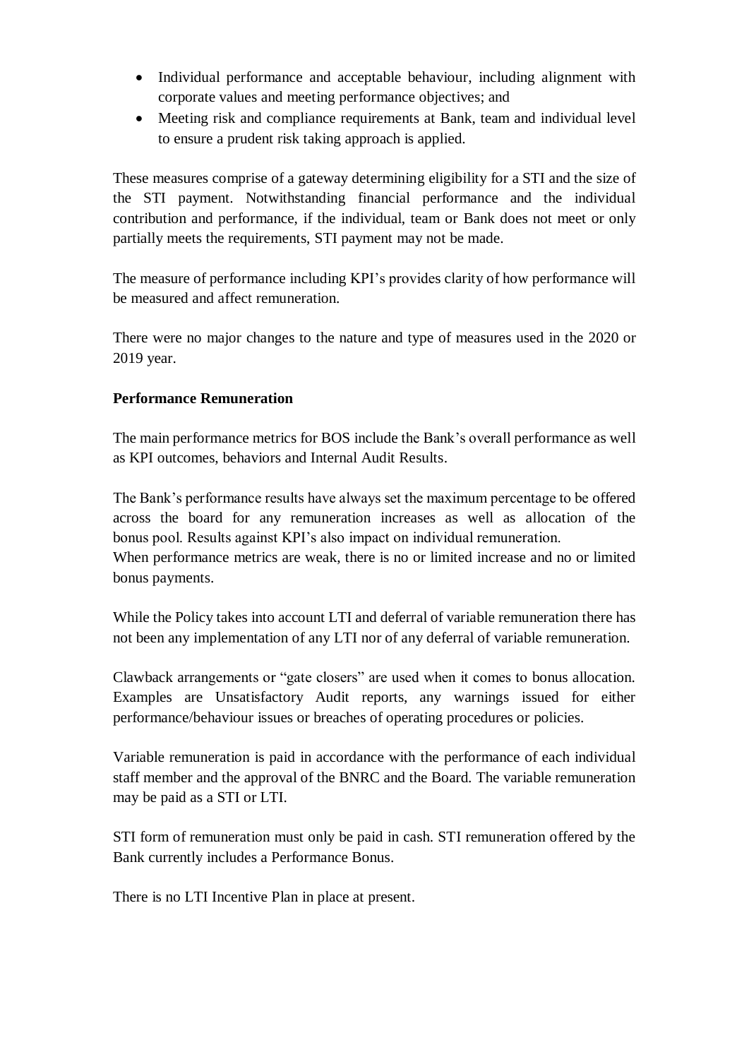- Individual performance and acceptable behaviour, including alignment with corporate values and meeting performance objectives; and
- Meeting risk and compliance requirements at Bank, team and individual level to ensure a prudent risk taking approach is applied.

These measures comprise of a gateway determining eligibility for a STI and the size of the STI payment. Notwithstanding financial performance and the individual contribution and performance, if the individual, team or Bank does not meet or only partially meets the requirements, STI payment may not be made.

The measure of performance including KPI's provides clarity of how performance will be measured and affect remuneration.

There were no major changes to the nature and type of measures used in the 2020 or 2019 year.

**Performance Remuneration**

The main performance metrics for BOS include the Bank's overall performance as well as KPI outcomes, behaviors and Internal Audit Results.

The Bank's performance results have always set the maximum percentage to be offered across the board for any remuneration increases as well as allocation of the bonus pool. Results against KPI's also impact on individual remuneration.
When performance metrics are weak, there is no or limited increase and no or limited bonus payments.

While the Policy takes into account LTI and deferral of variable remuneration there has not been any implementation of any LTI nor of any deferral of variable remuneration.

Clawback arrangements or "gate closers" are used when it comes to bonus allocation. Examples are Unsatisfactory Audit reports, any warnings issued for either performance/behaviour issues or breaches of operating procedures or policies.

Variable remuneration is paid in accordance with the performance of each individual staff member and the approval of the BNRC and the Board. The variable remuneration may be paid as a STI or LTI.

STI form of remuneration must only be paid in cash. STI remuneration offered by the Bank currently includes a Performance Bonus.

There is no LTI Incentive Plan in place at present.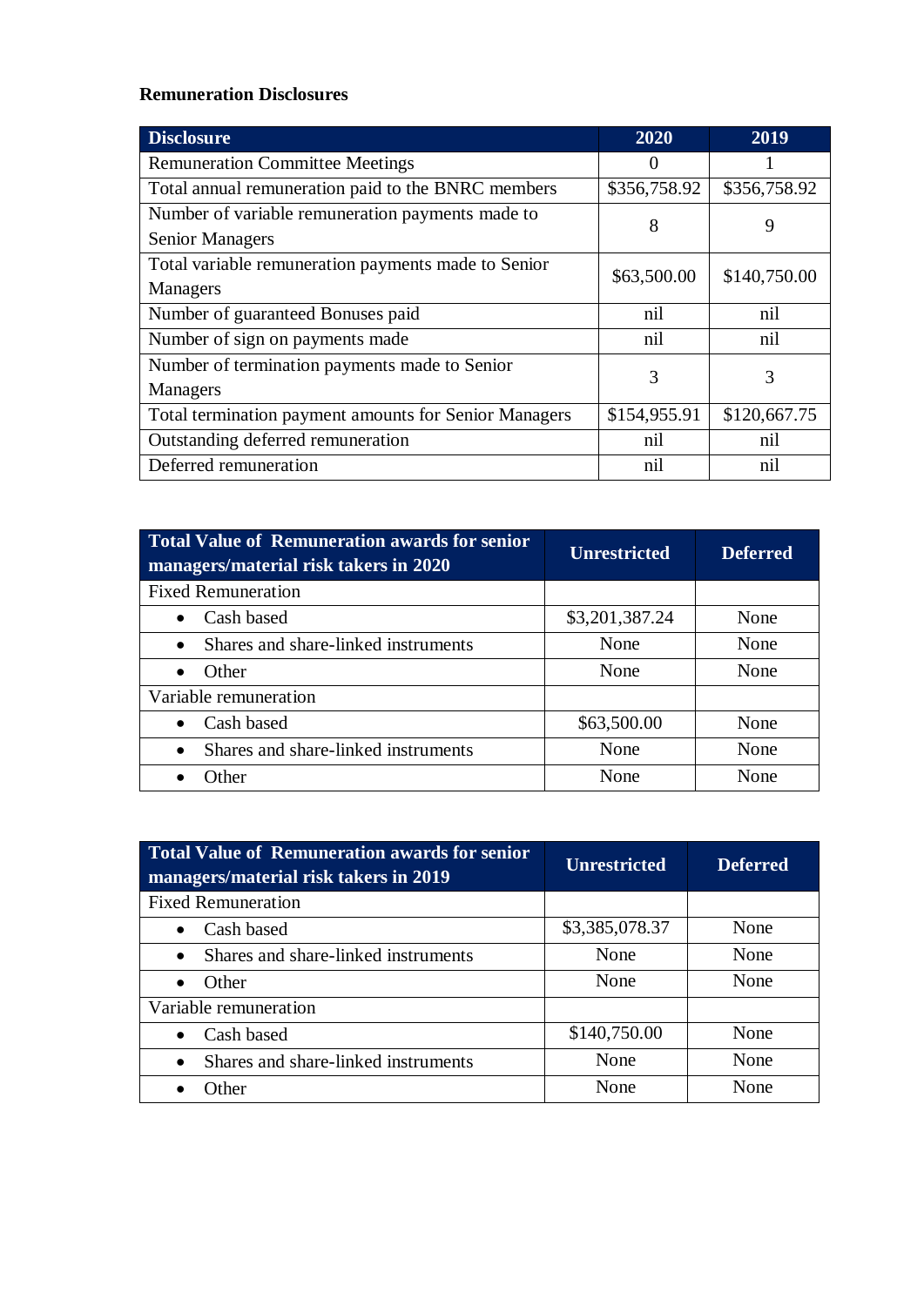**Remuneration Disclosures**

| Disclosure | 2020 | 2019 |
|---|---|---|
| Remuneration Committee Meetings | 0 | 1 |
| Total annual remuneration paid to the BNRC members | $356,758.92 | $356,758.92 |
| Number of variable remuneration payments made to Senior Managers | 8 | 9 |
| Total variable remuneration payments made to Senior Managers | $63,500.00 | $140,750.00 |
| Number of guaranteed Bonuses paid | nil | nil |
| Number of sign on payments made | nil | nil |
| Number of termination payments made to Senior Managers | 3 | 3 |
| Total termination payment amounts for Senior Managers | $154,955.91 | $120,667.75 |
| Outstanding deferred remuneration | nil | nil |
| Deferred remuneration | nil | nil |

| Total Value of Remuneration awards for senior managers/material risk takers in 2020 | Unrestricted | Deferred |
|---|---|---|
| Fixed Remuneration | | |
| • Cash based | $3,201,387.24 | None |
| • Shares and share-linked instruments | None | None |
| • Other | None | None |
| Variable remuneration | | |
| • Cash based | $63,500.00 | None |
| • Shares and share-linked instruments | None | None |
| • Other | None | None |

| Total Value of Remuneration awards for senior managers/material risk takers in 2019 | Unrestricted | Deferred |
|---|---|---|
| Fixed Remuneration | | |
| • Cash based | $3,385,078.37 | None |
| • Shares and share-linked instruments | None | None |
| • Other | None | None |
| Variable remuneration | | |
| • Cash based | $140,750.00 | None |
| • Shares and share-linked instruments | None | None |
| • Other | None | None |